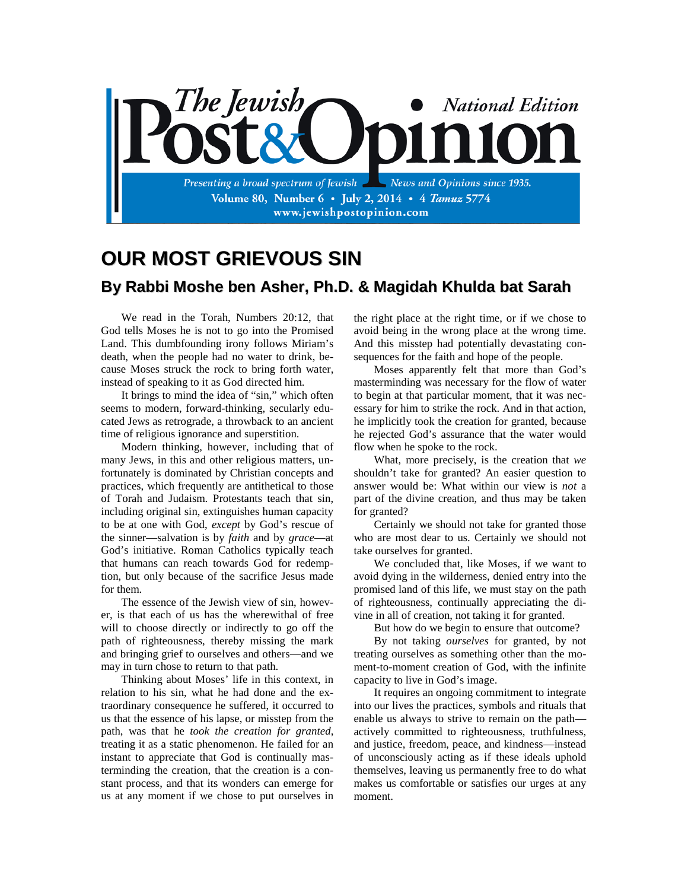# The Jewish Post & Opinion

**National Edition**

*Presenting a broad spectrum of Jewish News and Opinions since 1935.*

Volume 80, Number 6 • July 2, 2014 • 4 *Tamuz* 5774

www.jewishpostopinion.com

## OUR MOST GRIEVOUS SIN

### By Rabbi Moshe ben Asher, Ph.D. & Magidah Khulda bat Sarah

We read in the Torah, Numbers 20:12, that God tells Moses he is not to go into the Promised Land. This dumbfounding irony follows Miriam's death, when the people had no water to drink, because Moses struck the rock to bring forth water, instead of speaking to it as God directed him.

It brings to mind the idea of "sin," which often seems to modern, forward-thinking, secularly educated Jews as retrograde, a throwback to an ancient time of religious ignorance and superstition.

Modern thinking, however, including that of many Jews, in this and other religious matters, unfortunately is dominated by Christian concepts and practices, which frequently are antithetical to those of Torah and Judaism. Protestants teach that sin, including original sin, extinguishes human capacity to be at one with God, *except* by God's rescue of the sinner—salvation is by *faith* and by *grace*—at God's initiative. Roman Catholics typically teach that humans can reach towards God for redemption, but only because of the sacrifice Jesus made for them.

The essence of the Jewish view of sin, however, is that each of us has the wherewithal of free will to choose directly or indirectly to go off the path of righteousness, thereby missing the mark and bringing grief to ourselves and others—and we may in turn chose to return to that path.

Thinking about Moses' life in this context, in relation to his sin, what he had done and the extraordinary consequence he suffered, it occurred to us that the essence of his lapse, or misstep from the path, was that he *took the creation for granted*, treating it as a static phenomenon. He failed for an instant to appreciate that God is continually masterminding the creation, that the creation is a constant process, and that its wonders can emerge for us at any moment if we chose to put ourselves in the right place at the right time, or if we chose to avoid being in the wrong place at the wrong time. And this misstep had potentially devastating consequences for the faith and hope of the people.

Moses apparently felt that more than God's masterminding was necessary for the flow of water to begin at that particular moment, that it was necessary for him to strike the rock. And in that action, he implicitly took the creation for granted, because he rejected God's assurance that the water would flow when he spoke to the rock.

What, more precisely, is the creation that *we* shouldn't take for granted? An easier question to answer would be: What within our view is *not* a part of the divine creation, and thus may be taken for granted?

Certainly we should not take for granted those who are most dear to us. Certainly we should not take ourselves for granted.

We concluded that, like Moses, if we want to avoid dying in the wilderness, denied entry into the promised land of this life, we must stay on the path of righteousness, continually appreciating the divine in all of creation, not taking it for granted.

But how do we begin to ensure that outcome?

By not taking *ourselves* for granted, by not treating ourselves as something other than the moment-to-moment creation of God, with the infinite capacity to live in God's image.

It requires an ongoing commitment to integrate into our lives the practices, symbols and rituals that enable us always to strive to remain on the path—actively committed to righteousness, truthfulness, and justice, freedom, peace, and kindness—instead of unconsciously acting as if these ideals uphold themselves, leaving us permanently free to do what makes us comfortable or satisfies our urges at any moment.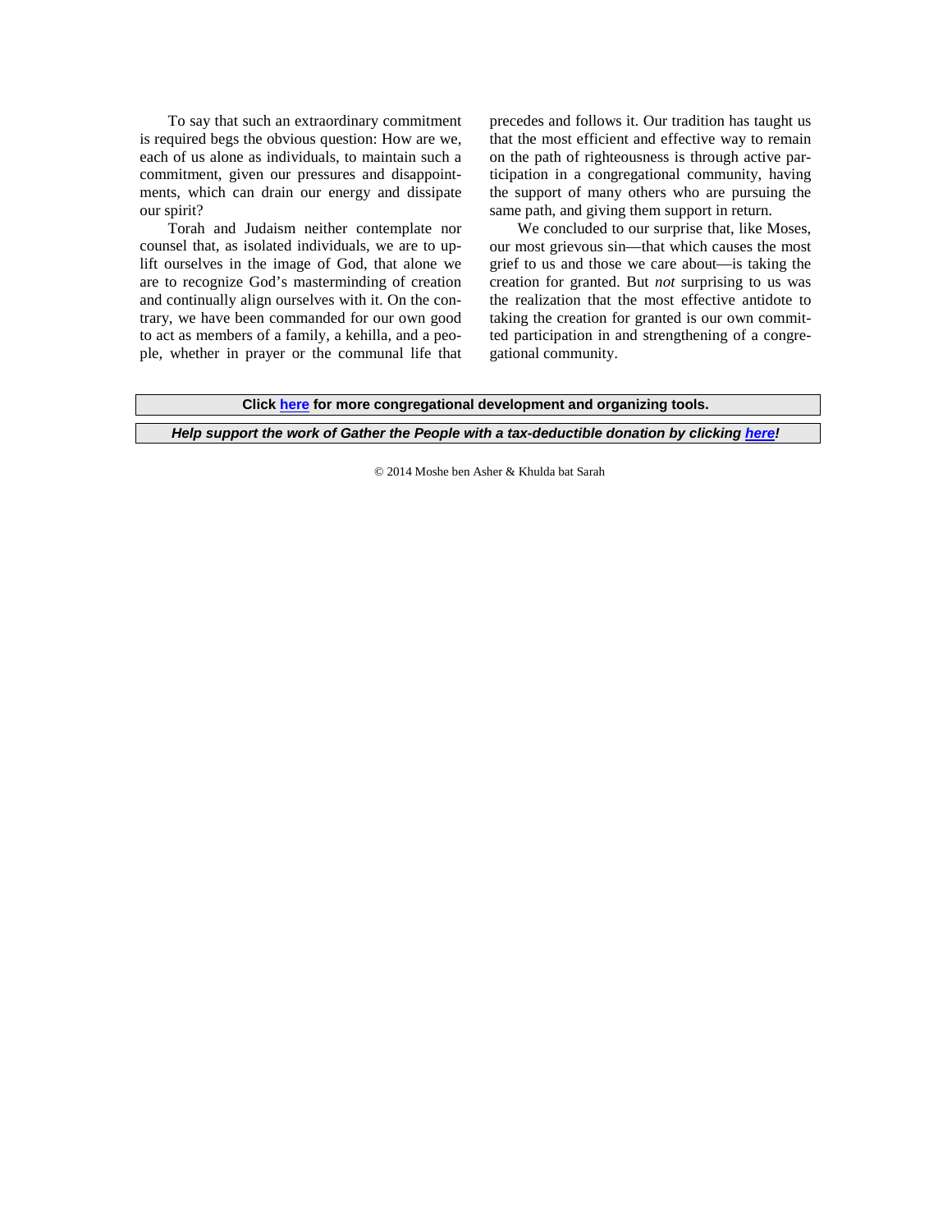To say that such an extraordinary commitment is required begs the obvious question: How are we, each of us alone as individuals, to maintain such a commitment, given our pressures and disappointments, which can drain our energy and dissipate our spirit?

Torah and Judaism neither contemplate nor counsel that, as isolated individuals, we are to uplift ourselves in the image of God, that alone we are to recognize God's masterminding of creation and continually align ourselves with it. On the contrary, we have been commanded for our own good to act as members of a family, a kehilla, and a people, whether in prayer or the communal life that precedes and follows it. Our tradition has taught us that the most efficient and effective way to remain on the path of righteousness is through active participation in a congregational community, having the support of many others who are pursuing the same path, and giving them support in return.

We concluded to our surprise that, like Moses, our most grievous sin—that which causes the most grief to us and those we care about—is taking the creation for granted. But *not* surprising to us was the realization that the most effective antidote to taking the creation for granted is our own committed participation in and strengthening of a congregational community.

**Click here for more congregational development and organizing tools.**

***Help support the work of Gather the People with a tax-deductible donation by clicking here!***

© 2014 Moshe ben Asher & Khulda bat Sarah